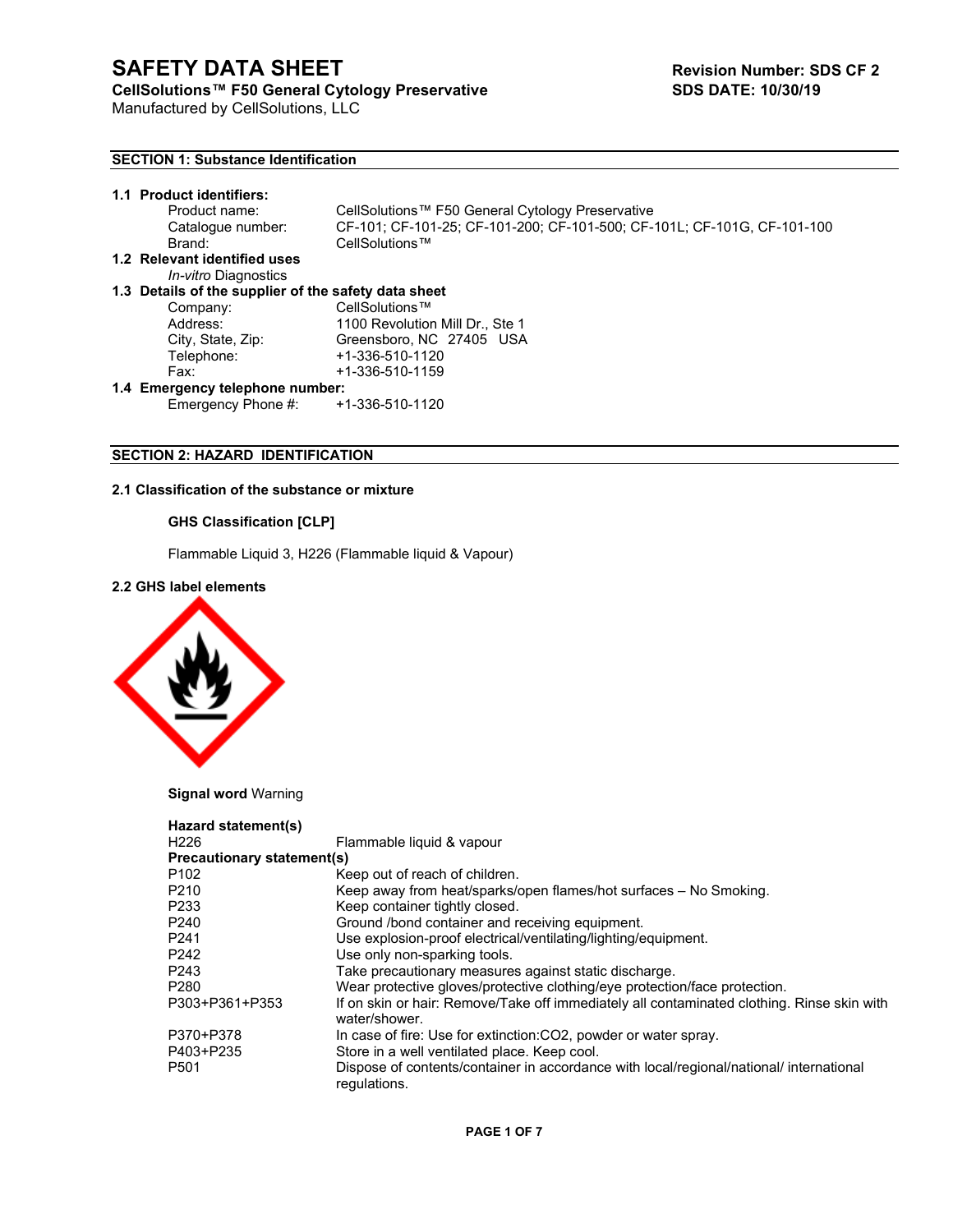# SAFETY DATA SHEET

**CellSolutions™ F50 General Cytology Preservative**
Manufactured by CellSolutions, LLC

**Revision Number: SDS CF 2**
**SDS DATE: 10/30/19**

## SECTION 1: Substance Identification

**1.1 Product identifiers:**

| | |
|---|---|
| Product name: | CellSolutions™ F50 General Cytology Preservative |
| Catalogue number: | CF-101; CF-101-25; CF-101-200; CF-101-500; CF-101L; CF-101G, CF-101-100 |
| Brand: | CellSolutions™ |

**1.2 Relevant identified uses**

*In-vitro* Diagnostics

**1.3 Details of the supplier of the safety data sheet**

| | |
|---|---|
| Company: | CellSolutions™ |
| Address: | 1100 Revolution Mill Dr., Ste 1 |
| City, State, Zip: | Greensboro, NC 27405 USA |
| Telephone: | +1-336-510-1120 |
| Fax: | +1-336-510-1159 |

**1.4 Emergency telephone number:**

Emergency Phone #: +1-336-510-1120

## SECTION 2: HAZARD IDENTIFICATION

**2.1 Classification of the substance or mixture**

**GHS Classification [CLP]**

Flammable Liquid 3, H226 (Flammable liquid & Vapour)

**2.2 GHS label elements**

**Signal word** Warning

**Hazard statement(s)**

| | |
|---|---|
| H226 | Flammable liquid & vapour |

**Precautionary statement(s)**

| | |
|---|---|
| P102 | Keep out of reach of children. |
| P210 | Keep away from heat/sparks/open flames/hot surfaces – No Smoking. |
| P233 | Keep container tightly closed. |
| P240 | Ground /bond container and receiving equipment. |
| P241 | Use explosion-proof electrical/ventilating/lighting/equipment. |
| P242 | Use only non-sparking tools. |
| P243 | Take precautionary measures against static discharge. |
| P280 | Wear protective gloves/protective clothing/eye protection/face protection. |
| P303+P361+P353 | If on skin or hair: Remove/Take off immediately all contaminated clothing. Rinse skin with water/shower. |
| P370+P378 | In case of fire: Use for extinction:CO2, powder or water spray. |
| P403+P235 | Store in a well ventilated place. Keep cool. |
| P501 | Dispose of contents/container in accordance with local/regional/national/ international regulations. |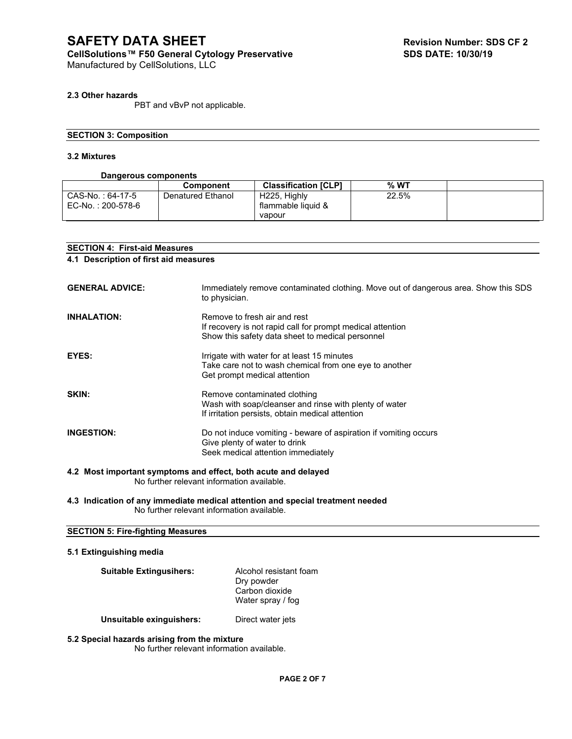### 2.3 Other hazards

PBT and vBvP not applicable.

## SECTION 3: Composition

### 3.2 Mixtures

**Dangerous components**

| | Component | Classification [CLP] | % WT | |
|---|---|---|---|---|
| CAS-No. : 64-17-5<br>EC-No. : 200-578-6 | Denatured Ethanol | H225, Highly flammable liquid & vapour | 22.5% | |

## SECTION 4: First-aid Measures

### 4.1 Description of first aid measures

**GENERAL ADVICE:** Immediately remove contaminated clothing. Move out of dangerous area. Show this SDS to physician.

**INHALATION:** Remove to fresh air and rest
If recovery is not rapid call for prompt medical attention
Show this safety data sheet to medical personnel

**EYES:** Irrigate with water for at least 15 minutes
Take care not to wash chemical from one eye to another
Get prompt medical attention

**SKIN:** Remove contaminated clothing
Wash with soap/cleanser and rinse with plenty of water
If irritation persists, obtain medical attention

**INGESTION:** Do not induce vomiting - beware of aspiration if vomiting occurs
Give plenty of water to drink
Seek medical attention immediately

### 4.2 Most important symptoms and effect, both acute and delayed

No further relevant information available.

### 4.3 Indication of any immediate medical attention and special treatment needed

No further relevant information available.

## SECTION 5: Fire-fighting Measures

### 5.1 Extinguishing media

**Suitable Extingusihers:** Alcohol resistant foam
Dry powder
Carbon dioxide
Water spray / fog

**Unsuitable exinguishers:** Direct water jets

### 5.2 Special hazards arising from the mixture

No further relevant information available.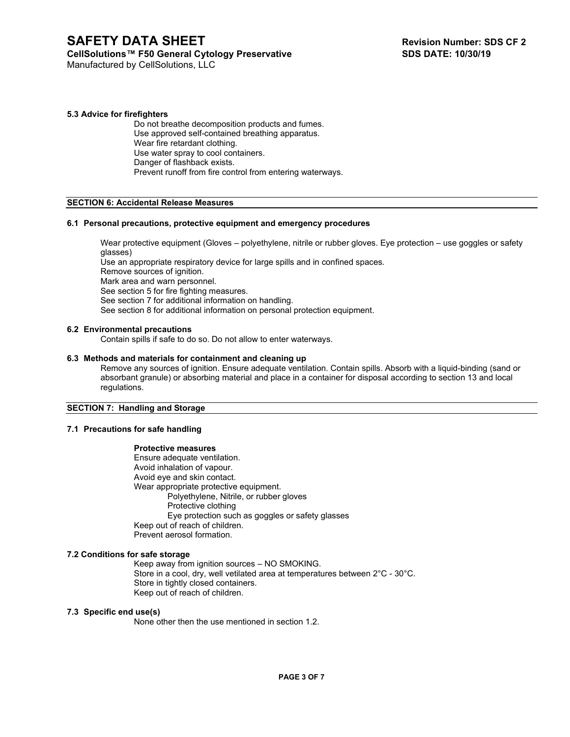### 5.3 Advice for firefighters

Do not breathe decomposition products and fumes.
Use approved self-contained breathing apparatus.
Wear fire retardant clothing.
Use water spray to cool containers.
Danger of flashback exists.
Prevent runoff from fire control from entering waterways.

## SECTION 6: Accidental Release Measures

### 6.1 Personal precautions, protective equipment and emergency procedures

Wear protective equipment (Gloves – polyethylene, nitrile or rubber gloves. Eye protection – use goggles or safety glasses)
Use an appropriate respiratory device for large spills and in confined spaces.
Remove sources of ignition.
Mark area and warn personnel.
See section 5 for fire fighting measures.
See section 7 for additional information on handling.
See section 8 for additional information on personal protection equipment.

### 6.2 Environmental precautions

Contain spills if safe to do so. Do not allow to enter waterways.

### 6.3 Methods and materials for containment and cleaning up

Remove any sources of ignition. Ensure adequate ventilation. Contain spills. Absorb with a liquid-binding (sand or absorbant granule) or absorbing material and place in a container for disposal according to section 13 and local regulations.

## SECTION 7: Handling and Storage

### 7.1 Precautions for safe handling

**Protective measures**

Ensure adequate ventilation.
Avoid inhalation of vapour.
Avoid eye and skin contact.
Wear appropriate protective equipment.

- Polyethylene, Nitrile, or rubber gloves
- Protective clothing
- Eye protection such as goggles or safety glasses

Keep out of reach of children.
Prevent aerosol formation.

### 7.2 Conditions for safe storage

Keep away from ignition sources – NO SMOKING.
Store in a cool, dry, well vetilated area at temperatures between 2°C - 30°C.
Store in tightly closed containers.
Keep out of reach of children.

### 7.3 Specific end use(s)

None other then the use mentioned in section 1.2.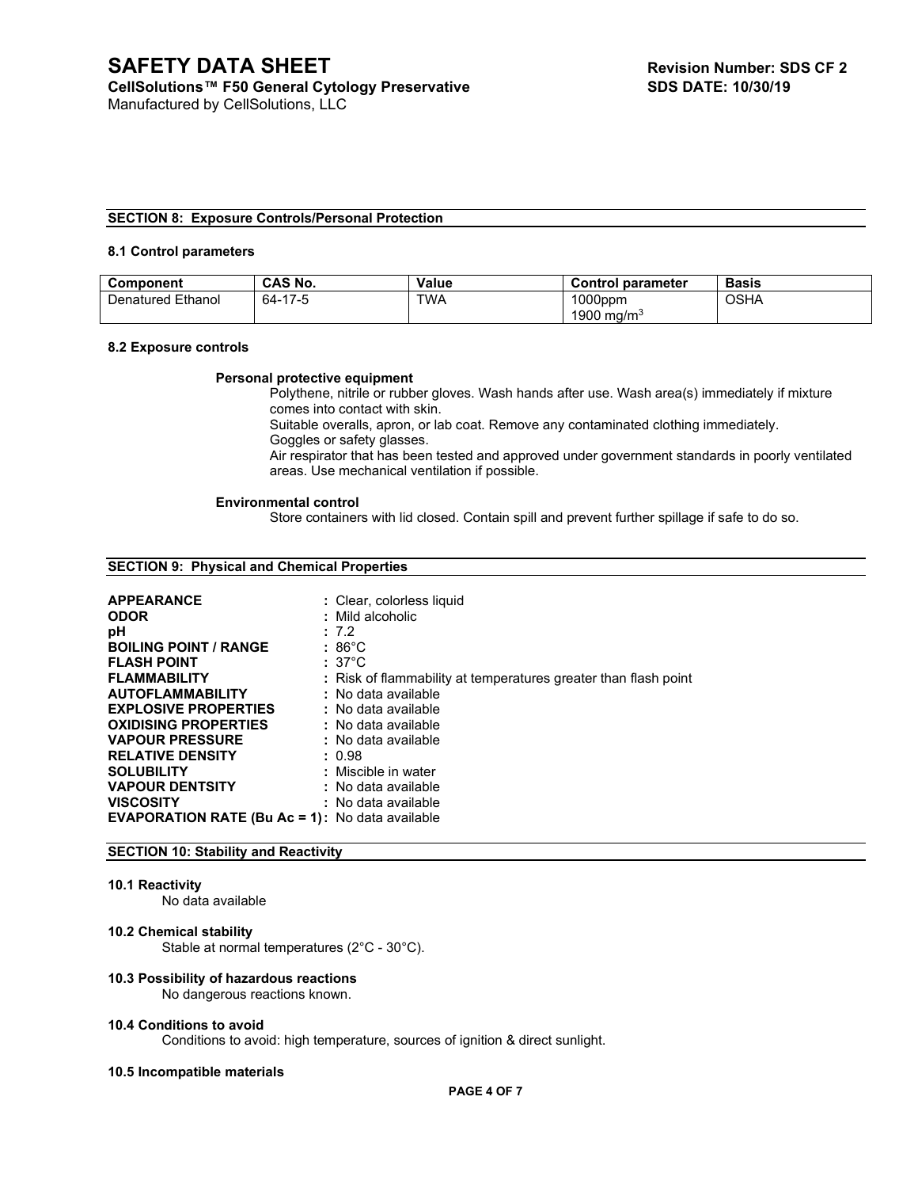## SECTION 8: Exposure Controls/Personal Protection

### 8.1 Control parameters

| Component | CAS No. | Value | Control parameter | Basis |
|---|---|---|---|---|
| Denatured Ethanol | 64-17-5 | TWA | 1000ppm<br>1900 mg/m$^3$ | OSHA |

### 8.2 Exposure controls

**Personal protective equipment**

Polythene, nitrile or rubber gloves. Wash hands after use. Wash area(s) immediately if mixture comes into contact with skin.
Suitable overalls, apron, or lab coat. Remove any contaminated clothing immediately.
Goggles or safety glasses.
Air respirator that has been tested and approved under government standards in poorly ventilated areas. Use mechanical ventilation if possible.

**Environmental control**

Store containers with lid closed. Contain spill and prevent further spillage if safe to do so.

## SECTION 9: Physical and Chemical Properties

**APPEARANCE** : Clear, colorless liquid
**ODOR** : Mild alcoholic
**pH** : 7.2
**BOILING POINT / RANGE** : 86°C
**FLASH POINT** : 37°C
**FLAMMABILITY** : Risk of flammability at temperatures greater than flash point
**AUTOFLAMMABILITY** : No data available
**EXPLOSIVE PROPERTIES** : No data available
**OXIDISING PROPERTIES** : No data available
**VAPOUR PRESSURE** : No data available
**RELATIVE DENSITY** : 0.98
**SOLUBILITY** : Miscible in water
**VAPOUR DENTSITY** : No data available
**VISCOSITY** : No data available
**EVAPORATION RATE (Bu Ac = 1)**: No data available

## SECTION 10: Stability and Reactivity

### 10.1 Reactivity

No data available

### 10.2 Chemical stability

Stable at normal temperatures (2°C - 30°C).

### 10.3 Possibility of hazardous reactions

No dangerous reactions known.

### 10.4 Conditions to avoid

Conditions to avoid: high temperature, sources of ignition & direct sunlight.

### 10.5 Incompatible materials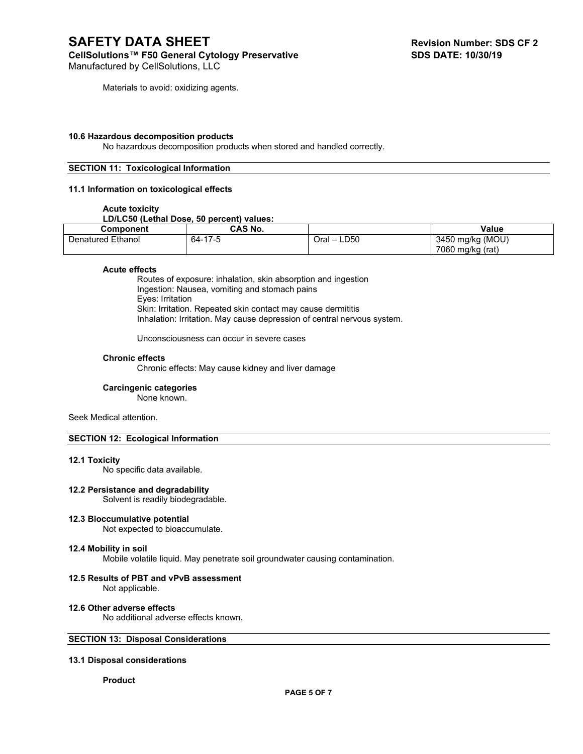Materials to avoid: oxidizing agents.

**10.6 Hazardous decomposition products**

No hazardous decomposition products when stored and handled correctly.

## SECTION 11: Toxicological Information

**11.1 Information on toxicological effects**

**Acute toxicity**

**LD/LC50 (Lethal Dose, 50 percent) values:**

| Component | CAS No. | | Value |
|---|---|---|---|
| Denatured Ethanol | 64-17-5 | Oral – LD50 | 3450 mg/kg (MOU)<br>7060 mg/kg (rat) |

**Acute effects**

Routes of exposure: inhalation, skin absorption and ingestion
Ingestion: Nausea, vomiting and stomach pains
Eyes: Irritation
Skin: Irritation. Repeated skin contact may cause dermititis
Inhalation: Irritation. May cause depression of central nervous system.

Unconsciousness can occur in severe cases

**Chronic effects**

Chronic effects: May cause kidney and liver damage

**Carcingenic categories**

None known.

Seek Medical attention.

## SECTION 12: Ecological Information

**12.1 Toxicity**

No specific data available.

**12.2 Persistance and degradability**

Solvent is readily biodegradable.

**12.3 Bioccumulative potential**

Not expected to bioaccumulate.

**12.4 Mobility in soil**

Mobile volatile liquid. May penetrate soil groundwater causing contamination.

**12.5 Results of PBT and vPvB assessment**

Not applicable.

**12.6 Other adverse effects**

No additional adverse effects known.

## SECTION 13: Disposal Considerations

**13.1 Disposal considerations**

**Product**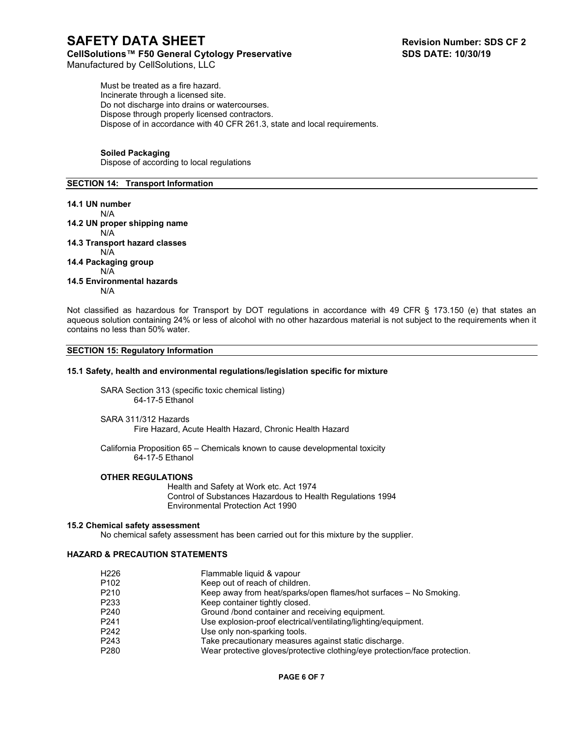Must be treated as a fire hazard.
Incinerate through a licensed site.
Do not discharge into drains or watercourses.
Dispose through properly licensed contractors.
Dispose of in accordance with 40 CFR 261.3, state and local requirements.

**Soiled Packaging**
Dispose of according to local regulations

## SECTION 14: Transport Information

**14.1 UN number**
N/A

**14.2 UN proper shipping name**
N/A

**14.3 Transport hazard classes**
N/A

**14.4 Packaging group**
N/A

**14.5 Environmental hazards**
N/A

Not classified as hazardous for Transport by DOT regulations in accordance with 49 CFR § 173.150 (e) that states an aqueous solution containing 24% or less of alcohol with no other hazardous material is not subject to the requirements when it contains no less than 50% water.

## SECTION 15: Regulatory Information

**15.1 Safety, health and environmental regulations/legislation specific for mixture**

SARA Section 313 (specific toxic chemical listing)
64-17-5 Ethanol

SARA 311/312 Hazards
Fire Hazard, Acute Health Hazard, Chronic Health Hazard

California Proposition 65 – Chemicals known to cause developmental toxicity
64-17-5 Ethanol

**OTHER REGULATIONS**
Health and Safety at Work etc. Act 1974
Control of Substances Hazardous to Health Regulations 1994
Environmental Protection Act 1990

**15.2 Chemical safety assessment**
No chemical safety assessment has been carried out for this mixture by the supplier.

**HAZARD & PRECAUTION STATEMENTS**

| | |
|---|---|
| H226 | Flammable liquid & vapour |
| P102 | Keep out of reach of children. |
| P210 | Keep away from heat/sparks/open flames/hot surfaces – No Smoking. |
| P233 | Keep container tightly closed. |
| P240 | Ground /bond container and receiving equipment. |
| P241 | Use explosion-proof electrical/ventilating/lighting/equipment. |
| P242 | Use only non-sparking tools. |
| P243 | Take precautionary measures against static discharge. |
| P280 | Wear protective gloves/protective clothing/eye protection/face protection. |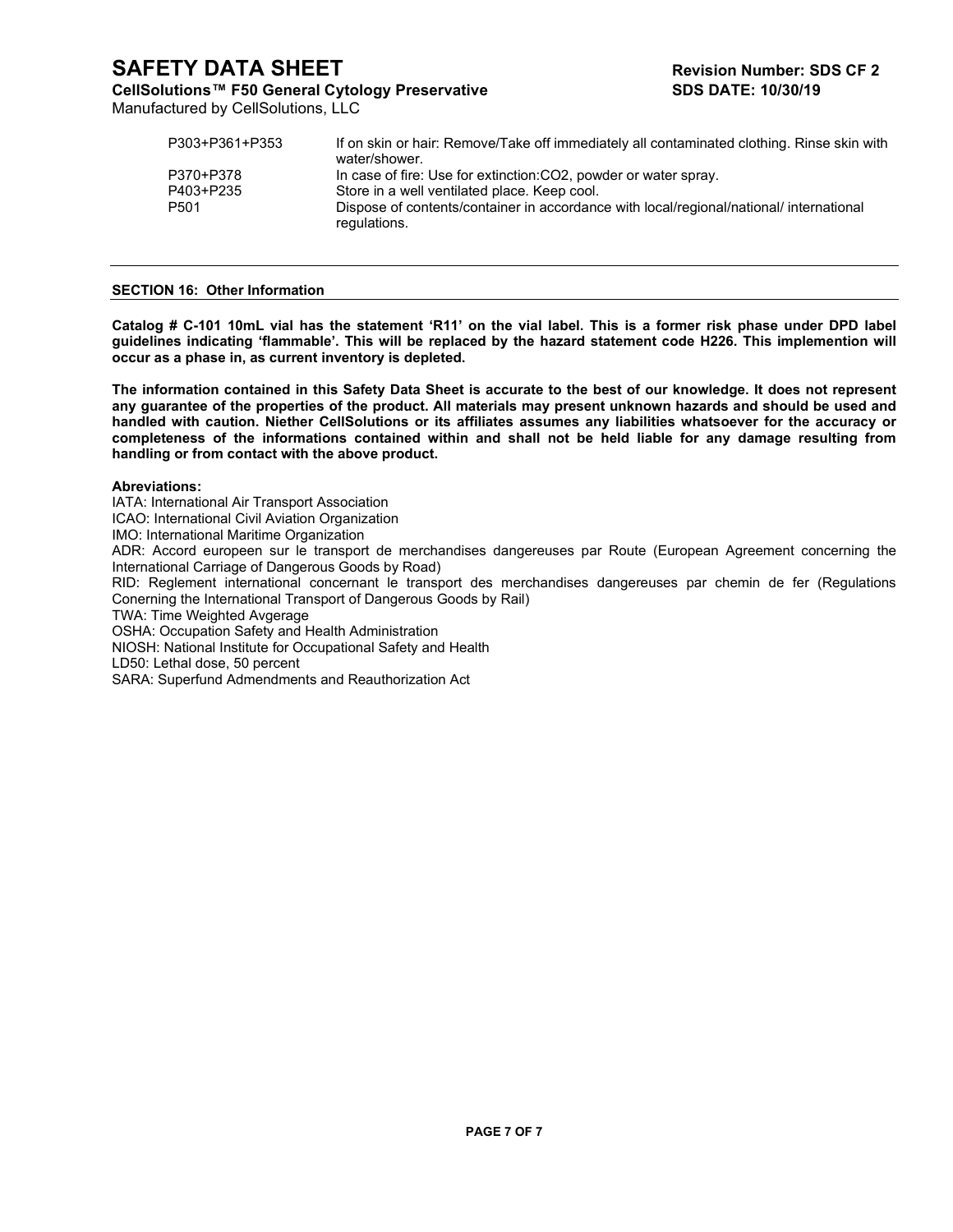| | |
|---|---|
| P303+P361+P353 | If on skin or hair: Remove/Take off immediately all contaminated clothing. Rinse skin with water/shower. |
| P370+P378 | In case of fire: Use for extinction:CO2, powder or water spray. |
| P403+P235 | Store in a well ventilated place. Keep cool. |
| P501 | Dispose of contents/container in accordance with local/regional/national/ international regulations. |

## SECTION 16: Other Information

**Catalog # C-101 10mL vial has the statement 'R11' on the vial label. This is a former risk phase under DPD label guidelines indicating 'flammable'. This will be replaced by the hazard statement code H226. This implemention will occur as a phase in, as current inventory is depleted.**

**The information contained in this Safety Data Sheet is accurate to the best of our knowledge. It does not represent any guarantee of the properties of the product. All materials may present unknown hazards and should be used and handled with caution. Niether CellSolutions or its affiliates assumes any liabilities whatsoever for the accuracy or completeness of the informations contained within and shall not be held liable for any damage resulting from handling or from contact with the above product.**

**Abreviations:**

IATA: International Air Transport Association
ICAO: International Civil Aviation Organization
IMO: International Maritime Organization
ADR: Accord europeen sur le transport de merchandises dangereuses par Route (European Agreement concerning the International Carriage of Dangerous Goods by Road)
RID: Reglement international concernant le transport des merchandises dangereuses par chemin de fer (Regulations Conerning the International Transport of Dangerous Goods by Rail)
TWA: Time Weighted Avgerage
OSHA: Occupation Safety and Health Administration
NIOSH: National Institute for Occupational Safety and Health
LD50: Lethal dose, 50 percent
SARA: Superfund Admendments and Reauthorization Act